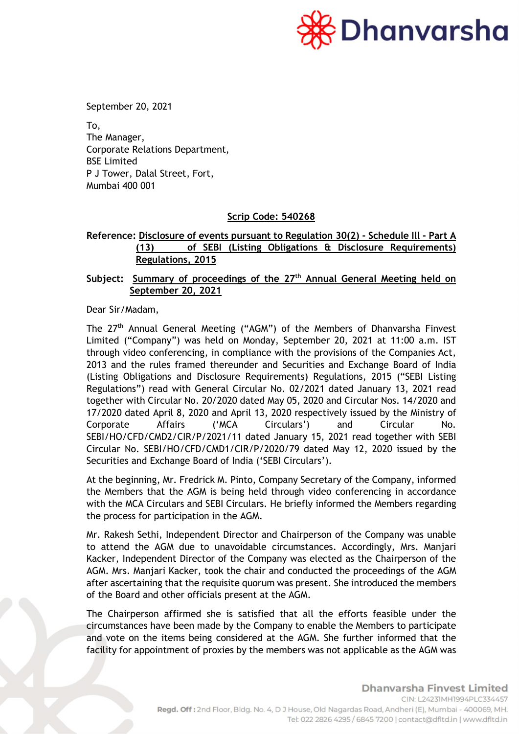September 20, 2021

To,
The Manager,
Corporate Relations Department,
BSE Limited
P J Tower, Dalal Street, Fort,
Mumbai 400 001

**Scrip Code: 540268**

**Reference: Disclosure of events pursuant to Regulation 30(2) - Schedule III - Part A (13) of SEBI (Listing Obligations & Disclosure Requirements) Regulations, 2015**

**Subject: Summary of proceedings of the 27th Annual General Meeting held on September 20, 2021**

Dear Sir/Madam,

The 27th Annual General Meeting ("AGM") of the Members of Dhanvarsha Finvest Limited ("Company") was held on Monday, September 20, 2021 at 11:00 a.m. IST through video conferencing, in compliance with the provisions of the Companies Act, 2013 and the rules framed thereunder and Securities and Exchange Board of India (Listing Obligations and Disclosure Requirements) Regulations, 2015 ("SEBI Listing Regulations") read with General Circular No. 02/2021 dated January 13, 2021 read together with Circular No. 20/2020 dated May 05, 2020 and Circular Nos. 14/2020 and 17/2020 dated April 8, 2020 and April 13, 2020 respectively issued by the Ministry of Corporate Affairs ('MCA Circulars') and Circular No. SEBI/HO/CFD/CMD2/CIR/P/2021/11 dated January 15, 2021 read together with SEBI Circular No. SEBI/HO/CFD/CMD1/CIR/P/2020/79 dated May 12, 2020 issued by the Securities and Exchange Board of India ('SEBI Circulars').

At the beginning, Mr. Fredrick M. Pinto, Company Secretary of the Company, informed the Members that the AGM is being held through video conferencing in accordance with the MCA Circulars and SEBI Circulars. He briefly informed the Members regarding the process for participation in the AGM.

Mr. Rakesh Sethi, Independent Director and Chairperson of the Company was unable to attend the AGM due to unavoidable circumstances. Accordingly, Mrs. Manjari Kacker, Independent Director of the Company was elected as the Chairperson of the AGM. Mrs. Manjari Kacker, took the chair and conducted the proceedings of the AGM after ascertaining that the requisite quorum was present. She introduced the members of the Board and other officials present at the AGM.

The Chairperson affirmed she is satisfied that all the efforts feasible under the circumstances have been made by the Company to enable the Members to participate and vote on the items being considered at the AGM. She further informed that the facility for appointment of proxies by the members was not applicable as the AGM was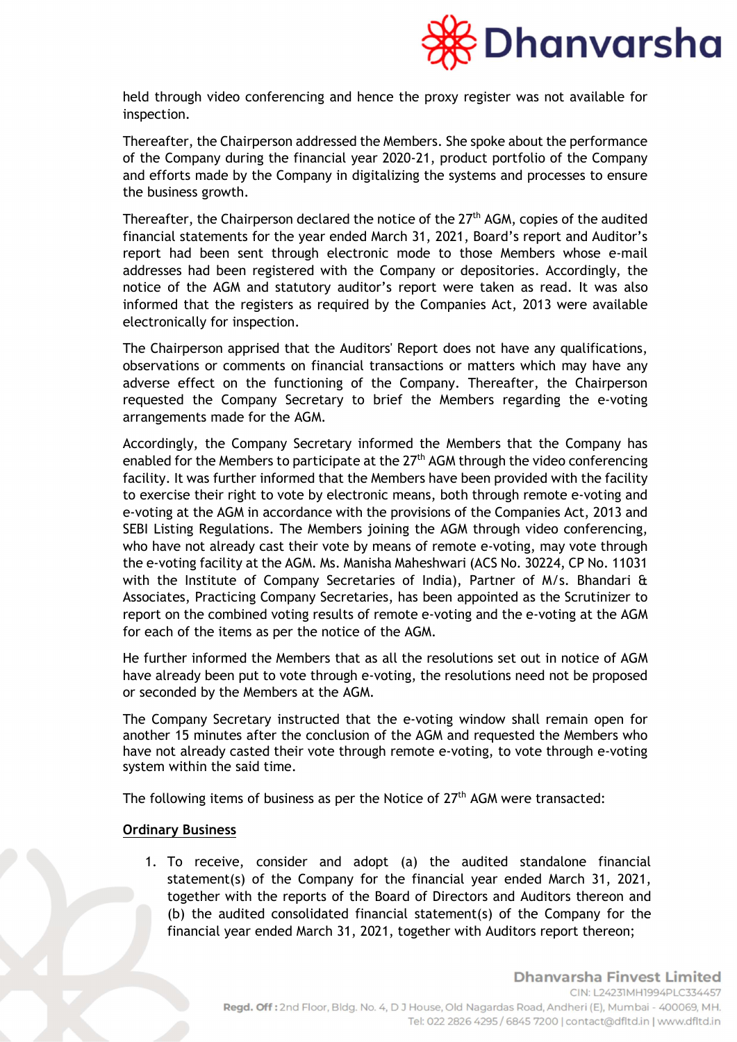held through video conferencing and hence the proxy register was not available for inspection.

Thereafter, the Chairperson addressed the Members. She spoke about the performance of the Company during the financial year 2020-21, product portfolio of the Company and efforts made by the Company in digitalizing the systems and processes to ensure the business growth.

Thereafter, the Chairperson declared the notice of the 27th AGM, copies of the audited financial statements for the year ended March 31, 2021, Board's report and Auditor's report had been sent through electronic mode to those Members whose e-mail addresses had been registered with the Company or depositories. Accordingly, the notice of the AGM and statutory auditor's report were taken as read. It was also informed that the registers as required by the Companies Act, 2013 were available electronically for inspection.

The Chairperson apprised that the Auditors' Report does not have any qualifications, observations or comments on financial transactions or matters which may have any adverse effect on the functioning of the Company. Thereafter, the Chairperson requested the Company Secretary to brief the Members regarding the e-voting arrangements made for the AGM.

Accordingly, the Company Secretary informed the Members that the Company has enabled for the Members to participate at the 27th AGM through the video conferencing facility. It was further informed that the Members have been provided with the facility to exercise their right to vote by electronic means, both through remote e-voting and e-voting at the AGM in accordance with the provisions of the Companies Act, 2013 and SEBI Listing Regulations. The Members joining the AGM through video conferencing, who have not already cast their vote by means of remote e-voting, may vote through the e-voting facility at the AGM. Ms. Manisha Maheshwari (ACS No. 30224, CP No. 11031 with the Institute of Company Secretaries of India), Partner of M/s. Bhandari & Associates, Practicing Company Secretaries, has been appointed as the Scrutinizer to report on the combined voting results of remote e-voting and the e-voting at the AGM for each of the items as per the notice of the AGM.

He further informed the Members that as all the resolutions set out in notice of AGM have already been put to vote through e-voting, the resolutions need not be proposed or seconded by the Members at the AGM.

The Company Secretary instructed that the e-voting window shall remain open for another 15 minutes after the conclusion of the AGM and requested the Members who have not already casted their vote through remote e-voting, to vote through e-voting system within the said time.

The following items of business as per the Notice of 27th AGM were transacted:

**Ordinary Business**

1. To receive, consider and adopt (a) the audited standalone financial statement(s) of the Company for the financial year ended March 31, 2021, together with the reports of the Board of Directors and Auditors thereon and (b) the audited consolidated financial statement(s) of the Company for the financial year ended March 31, 2021, together with Auditors report thereon;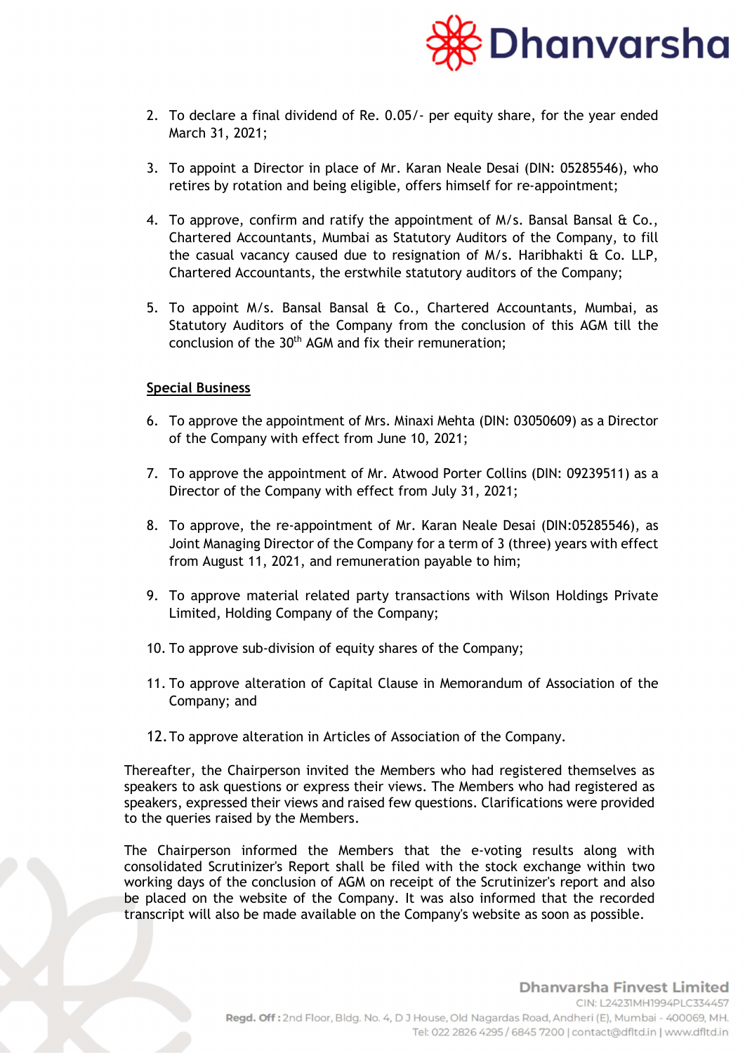2. To declare a final dividend of Re. 0.05/- per equity share, for the year ended March 31, 2021;

3. To appoint a Director in place of Mr. Karan Neale Desai (DIN: 05285546), who retires by rotation and being eligible, offers himself for re-appointment;

4. To approve, confirm and ratify the appointment of M/s. Bansal Bansal & Co., Chartered Accountants, Mumbai as Statutory Auditors of the Company, to fill the casual vacancy caused due to resignation of M/s. Haribhakti & Co. LLP, Chartered Accountants, the erstwhile statutory auditors of the Company;

5. To appoint M/s. Bansal Bansal & Co., Chartered Accountants, Mumbai, as Statutory Auditors of the Company from the conclusion of this AGM till the conclusion of the 30th AGM and fix their remuneration;

**Special Business**

6. To approve the appointment of Mrs. Minaxi Mehta (DIN: 03050609) as a Director of the Company with effect from June 10, 2021;

7. To approve the appointment of Mr. Atwood Porter Collins (DIN: 09239511) as a Director of the Company with effect from July 31, 2021;

8. To approve, the re-appointment of Mr. Karan Neale Desai (DIN:05285546), as Joint Managing Director of the Company for a term of 3 (three) years with effect from August 11, 2021, and remuneration payable to him;

9. To approve material related party transactions with Wilson Holdings Private Limited, Holding Company of the Company;

10. To approve sub-division of equity shares of the Company;

11. To approve alteration of Capital Clause in Memorandum of Association of the Company; and

12. To approve alteration in Articles of Association of the Company.

Thereafter, the Chairperson invited the Members who had registered themselves as speakers to ask questions or express their views. The Members who had registered as speakers, expressed their views and raised few questions. Clarifications were provided to the queries raised by the Members.

The Chairperson informed the Members that the e-voting results along with consolidated Scrutinizer's Report shall be filed with the stock exchange within two working days of the conclusion of AGM on receipt of the Scrutinizer's report and also be placed on the website of the Company. It was also informed that the recorded transcript will also be made available on the Company's website as soon as possible.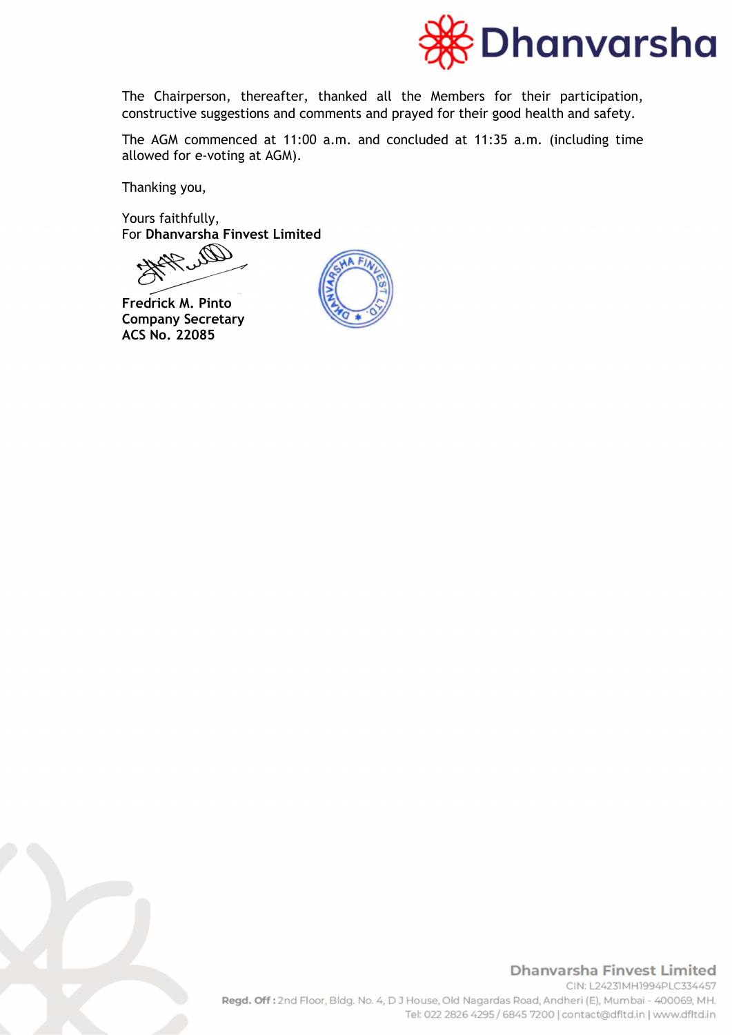The Chairperson, thereafter, thanked all the Members for their participation, constructive suggestions and comments and prayed for their good health and safety.

The AGM commenced at 11:00 a.m. and concluded at 11:35 a.m. (including time allowed for e-voting at AGM).

Thanking you,

Yours faithfully,
For **Dhanvarsha Finvest Limited**

**Fredrick M. Pinto**
**Company Secretary**
**ACS No. 22085**